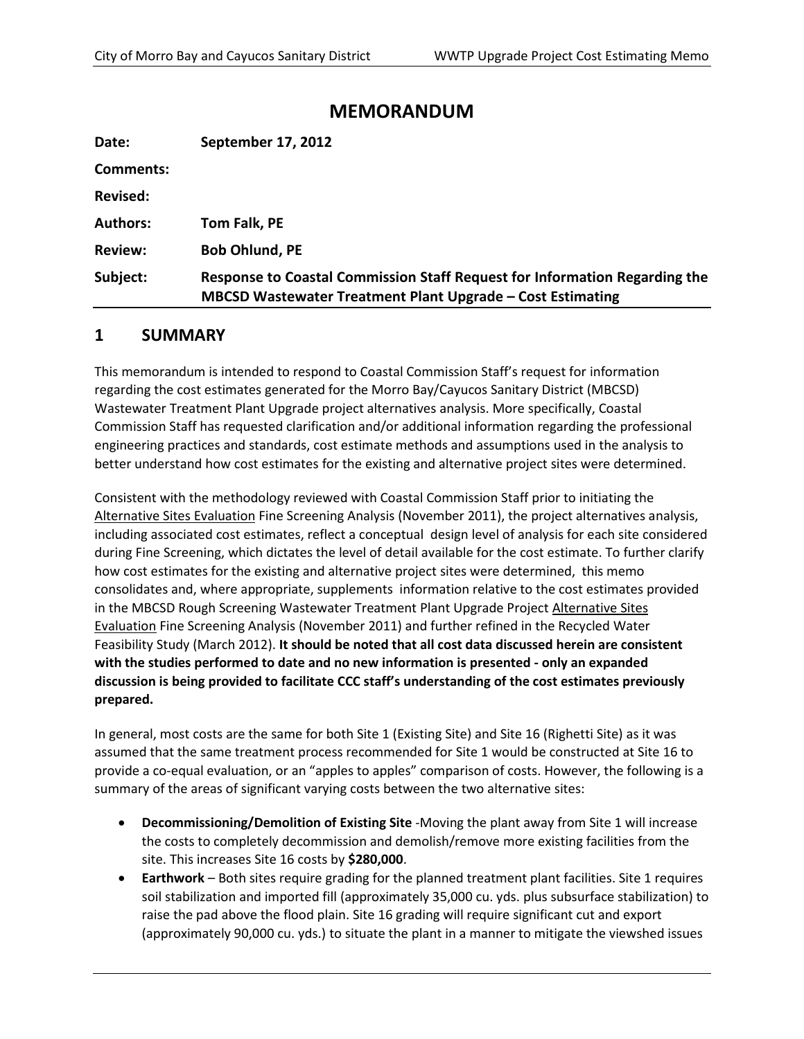# MEMORANDUM

| | |
|---|---|
| **Date:** | **September 17, 2012** |
| **Comments:** | |
| **Revised:** | |
| **Authors:** | **Tom Falk, PE** |
| **Review:** | **Bob Ohlund, PE** |
| **Subject:** | **Response to Coastal Commission Staff Request for Information Regarding the MBCSD Wastewater Treatment Plant Upgrade – Cost Estimating** |

## 1 SUMMARY

This memorandum is intended to respond to Coastal Commission Staff's request for information regarding the cost estimates generated for the Morro Bay/Cayucos Sanitary District (MBCSD) Wastewater Treatment Plant Upgrade project alternatives analysis. More specifically, Coastal Commission Staff has requested clarification and/or additional information regarding the professional engineering practices and standards, cost estimate methods and assumptions used in the analysis to better understand how cost estimates for the existing and alternative project sites were determined.

Consistent with the methodology reviewed with Coastal Commission Staff prior to initiating the Alternative Sites Evaluation Fine Screening Analysis (November 2011), the project alternatives analysis, including associated cost estimates, reflect a conceptual design level of analysis for each site considered during Fine Screening, which dictates the level of detail available for the cost estimate. To further clarify how cost estimates for the existing and alternative project sites were determined, this memo consolidates and, where appropriate, supplements information relative to the cost estimates provided in the MBCSD Rough Screening Wastewater Treatment Plant Upgrade Project Alternative Sites Evaluation Fine Screening Analysis (November 2011) and further refined in the Recycled Water Feasibility Study (March 2012). **It should be noted that all cost data discussed herein are consistent with the studies performed to date and no new information is presented - only an expanded discussion is being provided to facilitate CCC staff's understanding of the cost estimates previously prepared.**

In general, most costs are the same for both Site 1 (Existing Site) and Site 16 (Righetti Site) as it was assumed that the same treatment process recommended for Site 1 would be constructed at Site 16 to provide a co-equal evaluation, or an "apples to apples" comparison of costs. However, the following is a summary of the areas of significant varying costs between the two alternative sites:

- **Decommissioning/Demolition of Existing Site** -Moving the plant away from Site 1 will increase the costs to completely decommission and demolish/remove more existing facilities from the site. This increases Site 16 costs by **$280,000**.
- **Earthwork** – Both sites require grading for the planned treatment plant facilities. Site 1 requires soil stabilization and imported fill (approximately 35,000 cu. yds. plus subsurface stabilization) to raise the pad above the flood plain. Site 16 grading will require significant cut and export (approximately 90,000 cu. yds.) to situate the plant in a manner to mitigate the viewshed issues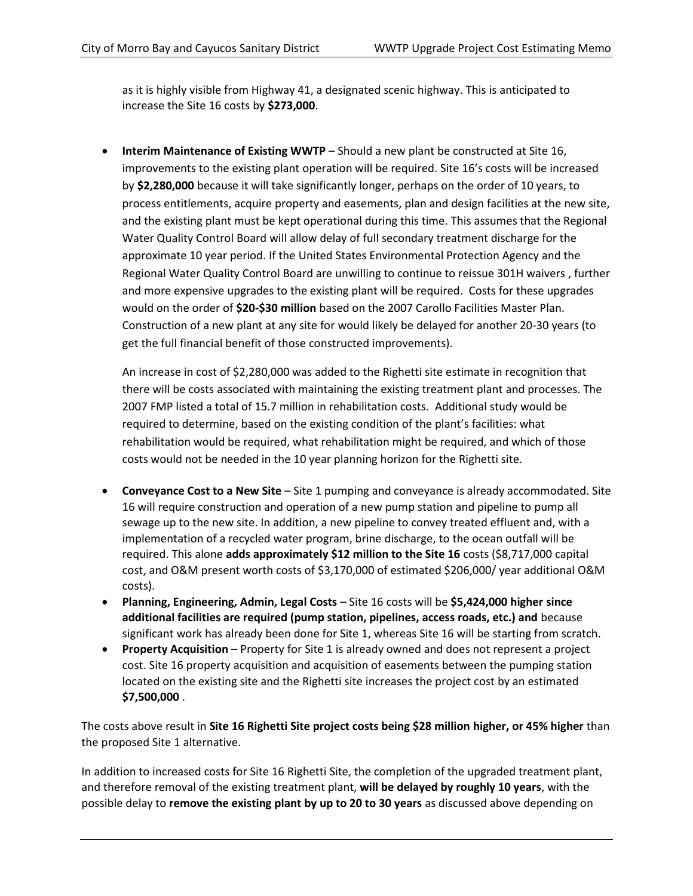as it is highly visible from Highway 41, a designated scenic highway. This is anticipated to increase the Site 16 costs by **$273,000**.

- **Interim Maintenance of Existing WWTP** – Should a new plant be constructed at Site 16, improvements to the existing plant operation will be required. Site 16's costs will be increased by **$2,280,000** because it will take significantly longer, perhaps on the order of 10 years, to process entitlements, acquire property and easements, plan and design facilities at the new site, and the existing plant must be kept operational during this time. This assumes that the Regional Water Quality Control Board will allow delay of full secondary treatment discharge for the approximate 10 year period. If the United States Environmental Protection Agency and the Regional Water Quality Control Board are unwilling to continue to reissue 301H waivers , further and more expensive upgrades to the existing plant will be required. Costs for these upgrades would on the order of **$20-$30 million** based on the 2007 Carollo Facilities Master Plan. Construction of a new plant at any site for would likely be delayed for another 20-30 years (to get the full financial benefit of those constructed improvements).

  An increase in cost of $2,280,000 was added to the Righetti site estimate in recognition that there will be costs associated with maintaining the existing treatment plant and processes. The 2007 FMP listed a total of 15.7 million in rehabilitation costs. Additional study would be required to determine, based on the existing condition of the plant's facilities: what rehabilitation would be required, what rehabilitation might be required, and which of those costs would not be needed in the 10 year planning horizon for the Righetti site.

- **Conveyance Cost to a New Site** – Site 1 pumping and conveyance is already accommodated. Site 16 will require construction and operation of a new pump station and pipeline to pump all sewage up to the new site. In addition, a new pipeline to convey treated effluent and, with a implementation of a recycled water program, brine discharge, to the ocean outfall will be required. This alone **adds approximately $12 million to the Site 16** costs ($8,717,000 capital cost, and O&M present worth costs of $3,170,000 of estimated $206,000/ year additional O&M costs).
- **Planning, Engineering, Admin, Legal Costs** – Site 16 costs will be **$5,424,000 higher since additional facilities are required (pump station, pipelines, access roads, etc.) and** because significant work has already been done for Site 1, whereas Site 16 will be starting from scratch.
- **Property Acquisition** – Property for Site 1 is already owned and does not represent a project cost. Site 16 property acquisition and acquisition of easements between the pumping station located on the existing site and the Righetti site increases the project cost by an estimated **$7,500,000** .

The costs above result in **Site 16 Righetti Site project costs being $28 million higher, or 45% higher** than the proposed Site 1 alternative.

In addition to increased costs for Site 16 Righetti Site, the completion of the upgraded treatment plant, and therefore removal of the existing treatment plant, **will be delayed by roughly 10 years**, with the possible delay to **remove the existing plant by up to 20 to 30 years** as discussed above depending on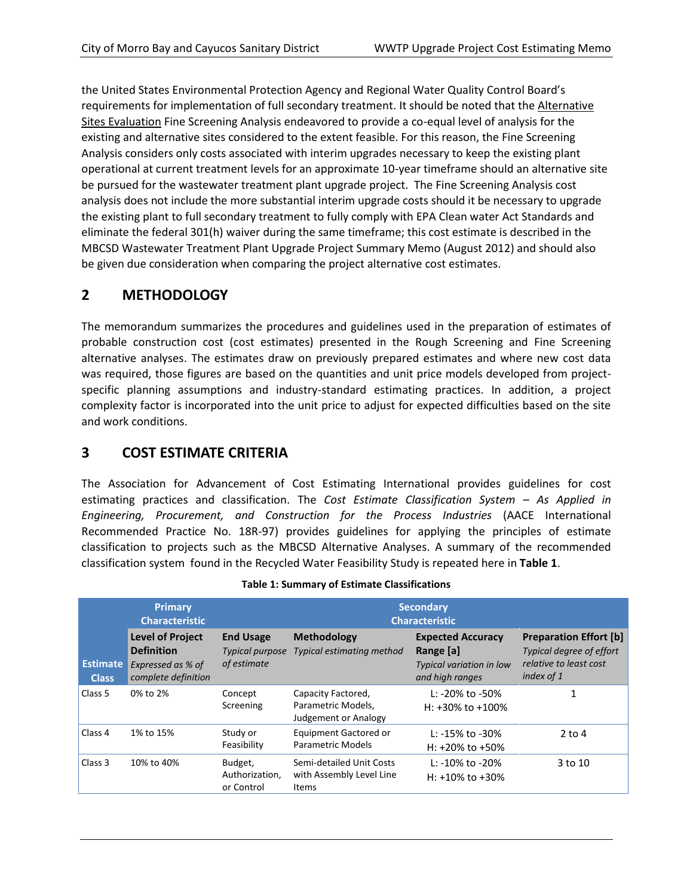the United States Environmental Protection Agency and Regional Water Quality Control Board's requirements for implementation of full secondary treatment. It should be noted that the Alternative Sites Evaluation Fine Screening Analysis endeavored to provide a co-equal level of analysis for the existing and alternative sites considered to the extent feasible. For this reason, the Fine Screening Analysis considers only costs associated with interim upgrades necessary to keep the existing plant operational at current treatment levels for an approximate 10-year timeframe should an alternative site be pursued for the wastewater treatment plant upgrade project. The Fine Screening Analysis cost analysis does not include the more substantial interim upgrade costs should it be necessary to upgrade the existing plant to full secondary treatment to fully comply with EPA Clean water Act Standards and eliminate the federal 301(h) waiver during the same timeframe; this cost estimate is described in the MBCSD Wastewater Treatment Plant Upgrade Project Summary Memo (August 2012) and should also be given due consideration when comparing the project alternative cost estimates.

## 2 METHODOLOGY

The memorandum summarizes the procedures and guidelines used in the preparation of estimates of probable construction cost (cost estimates) presented in the Rough Screening and Fine Screening alternative analyses. The estimates draw on previously prepared estimates and where new cost data was required, those figures are based on the quantities and unit price models developed from project-specific planning assumptions and industry-standard estimating practices. In addition, a project complexity factor is incorporated into the unit price to adjust for expected difficulties based on the site and work conditions.

## 3 COST ESTIMATE CRITERIA

The Association for Advancement of Cost Estimating International provides guidelines for cost estimating practices and classification. The *Cost Estimate Classification System – As Applied in Engineering, Procurement, and Construction for the Process Industries* (AACE International Recommended Practice No. 18R-97) provides guidelines for applying the principles of estimate classification to projects such as the MBCSD Alternative Analyses. A summary of the recommended classification system found in the Recycled Water Feasibility Study is repeated here in **Table 1**.

**Table 1: Summary of Estimate Classifications**

| | Primary Characteristic | Secondary Characteristic | | | |
|---|---|---|---|---|---|
| **Estimate Class** | **Level of Project Definition** *Expressed as % of complete definition* | **End Usage** *Typical purpose of estimate* | **Methodology** *Typical estimating method* | **Expected Accuracy Range [a]** *Typical variation in low and high ranges* | **Preparation Effort [b]** *Typical degree of effort relative to least cost index of 1* |
| Class 5 | 0% to 2% | Concept Screening | Capacity Factored, Parametric Models, Judgement or Analogy | L: -20% to -50%<br>H: +30% to +100% | 1 |
| Class 4 | 1% to 15% | Study or Feasibility | Equipment Gactored or Parametric Models | L: -15% to -30%<br>H: +20% to +50% | 2 to 4 |
| Class 3 | 10% to 40% | Budget, Authorization, or Control | Semi-detailed Unit Costs with Assembly Level Line Items | L: -10% to -20%<br>H: +10% to +30% | 3 to 10 |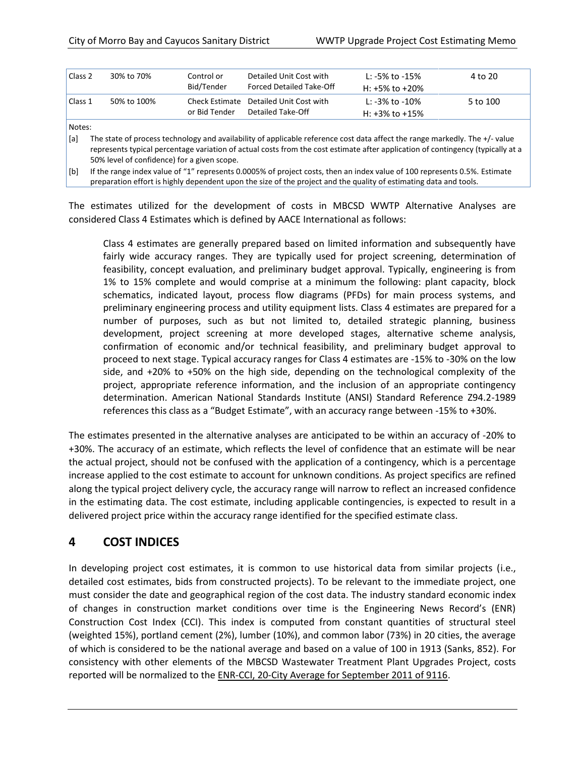| Class 2 | 30% to 70% | Control or Bid/Tender | Detailed Unit Cost with Forced Detailed Take-Off | L: -5% to -15%<br>H: +5% to +20% | 4 to 20 |
|---|---|---|---|---|---|
| Class 1 | 50% to 100% | Check Estimate or Bid Tender | Detailed Unit Cost with Detailed Take-Off | L: -3% to -10%<br>H: +3% to +15% | 5 to 100 |

Notes:

[a] The state of process technology and availability of applicable reference cost data affect the range markedly. The +/- value represents typical percentage variation of actual costs from the cost estimate after application of contingency (typically at a 50% level of confidence) for a given scope.

[b] If the range index value of "1" represents 0.0005% of project costs, then an index value of 100 represents 0.5%. Estimate preparation effort is highly dependent upon the size of the project and the quality of estimating data and tools.

The estimates utilized for the development of costs in MBCSD WWTP Alternative Analyses are considered Class 4 Estimates which is defined by AACE International as follows:

> Class 4 estimates are generally prepared based on limited information and subsequently have fairly wide accuracy ranges. They are typically used for project screening, determination of feasibility, concept evaluation, and preliminary budget approval. Typically, engineering is from 1% to 15% complete and would comprise at a minimum the following: plant capacity, block schematics, indicated layout, process flow diagrams (PFDs) for main process systems, and preliminary engineering process and utility equipment lists. Class 4 estimates are prepared for a number of purposes, such as but not limited to, detailed strategic planning, business development, project screening at more developed stages, alternative scheme analysis, confirmation of economic and/or technical feasibility, and preliminary budget approval to proceed to next stage. Typical accuracy ranges for Class 4 estimates are -15% to -30% on the low side, and +20% to +50% on the high side, depending on the technological complexity of the project, appropriate reference information, and the inclusion of an appropriate contingency determination. American National Standards Institute (ANSI) Standard Reference Z94.2-1989 references this class as a "Budget Estimate", with an accuracy range between -15% to +30%.

The estimates presented in the alternative analyses are anticipated to be within an accuracy of -20% to +30%. The accuracy of an estimate, which reflects the level of confidence that an estimate will be near the actual project, should not be confused with the application of a contingency, which is a percentage increase applied to the cost estimate to account for unknown conditions. As project specifics are refined along the typical project delivery cycle, the accuracy range will narrow to reflect an increased confidence in the estimating data. The cost estimate, including applicable contingencies, is expected to result in a delivered project price within the accuracy range identified for the specified estimate class.

## 4 COST INDICES

In developing project cost estimates, it is common to use historical data from similar projects (i.e., detailed cost estimates, bids from constructed projects). To be relevant to the immediate project, one must consider the date and geographical region of the cost data. The industry standard economic index of changes in construction market conditions over time is the Engineering News Record's (ENR) Construction Cost Index (CCI). This index is computed from constant quantities of structural steel (weighted 15%), portland cement (2%), lumber (10%), and common labor (73%) in 20 cities, the average of which is considered to be the national average and based on a value of 100 in 1913 (Sanks, 852). For consistency with other elements of the MBCSD Wastewater Treatment Plant Upgrades Project, costs reported will be normalized to the ENR-CCI, 20-City Average for September 2011 of 9116.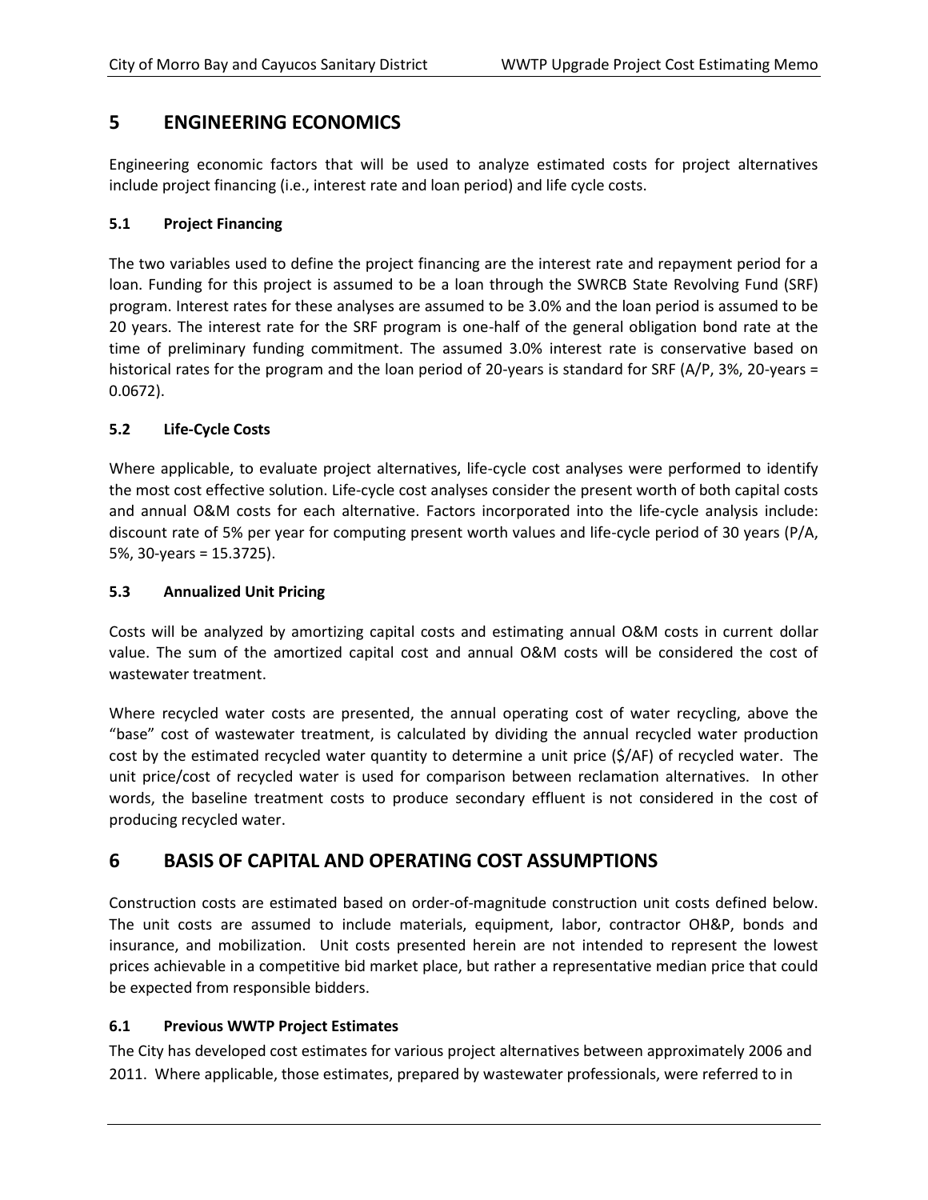# 5 ENGINEERING ECONOMICS

Engineering economic factors that will be used to analyze estimated costs for project alternatives include project financing (i.e., interest rate and loan period) and life cycle costs.

## 5.1 Project Financing

The two variables used to define the project financing are the interest rate and repayment period for a loan. Funding for this project is assumed to be a loan through the SWRCB State Revolving Fund (SRF) program. Interest rates for these analyses are assumed to be 3.0% and the loan period is assumed to be 20 years. The interest rate for the SRF program is one-half of the general obligation bond rate at the time of preliminary funding commitment. The assumed 3.0% interest rate is conservative based on historical rates for the program and the loan period of 20-years is standard for SRF (A/P, 3%, 20-years = 0.0672).

## 5.2 Life-Cycle Costs

Where applicable, to evaluate project alternatives, life-cycle cost analyses were performed to identify the most cost effective solution. Life-cycle cost analyses consider the present worth of both capital costs and annual O&M costs for each alternative. Factors incorporated into the life-cycle analysis include: discount rate of 5% per year for computing present worth values and life-cycle period of 30 years (P/A, 5%, 30-years = 15.3725).

## 5.3 Annualized Unit Pricing

Costs will be analyzed by amortizing capital costs and estimating annual O&M costs in current dollar value. The sum of the amortized capital cost and annual O&M costs will be considered the cost of wastewater treatment.

Where recycled water costs are presented, the annual operating cost of water recycling, above the "base" cost of wastewater treatment, is calculated by dividing the annual recycled water production cost by the estimated recycled water quantity to determine a unit price ($/AF) of recycled water. The unit price/cost of recycled water is used for comparison between reclamation alternatives. In other words, the baseline treatment costs to produce secondary effluent is not considered in the cost of producing recycled water.

# 6 BASIS OF CAPITAL AND OPERATING COST ASSUMPTIONS

Construction costs are estimated based on order-of-magnitude construction unit costs defined below. The unit costs are assumed to include materials, equipment, labor, contractor OH&P, bonds and insurance, and mobilization. Unit costs presented herein are not intended to represent the lowest prices achievable in a competitive bid market place, but rather a representative median price that could be expected from responsible bidders.

## 6.1 Previous WWTP Project Estimates

The City has developed cost estimates for various project alternatives between approximately 2006 and 2011. Where applicable, those estimates, prepared by wastewater professionals, were referred to in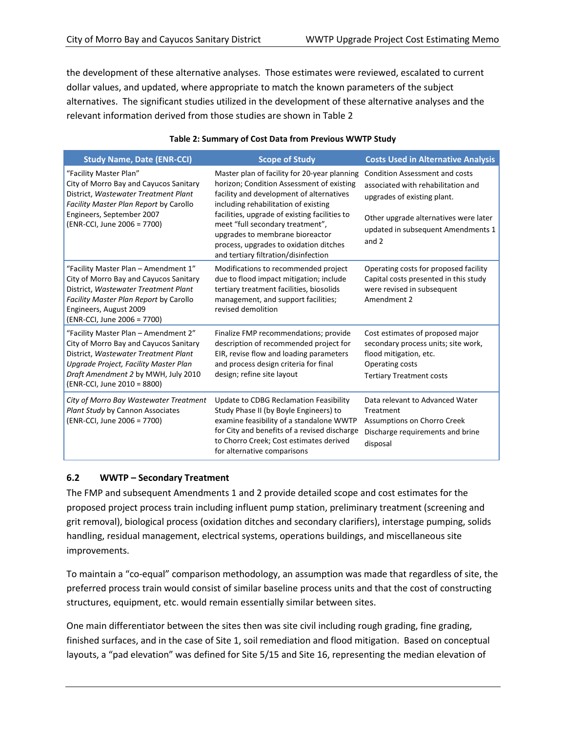the development of these alternative analyses. Those estimates were reviewed, escalated to current dollar values, and updated, where appropriate to match the known parameters of the subject alternatives. The significant studies utilized in the development of these alternative analyses and the relevant information derived from those studies are shown in Table 2

**Table 2: Summary of Cost Data from Previous WWTP Study**

| Study Name, Date (ENR-CCI) | Scope of Study | Costs Used in Alternative Analysis |
|---|---|---|
| "Facility Master Plan" City of Morro Bay and Cayucos Sanitary District, *Wastewater Treatment Plant Facility Master Plan Report* by Carollo Engineers, September 2007 (ENR-CCI, June 2006 = 7700) | Master plan of facility for 20-year planning horizon; Condition Assessment of existing facility and development of alternatives including rehabilitation of existing facilities, upgrade of existing facilities to meet "full secondary treatment", upgrades to membrane bioreactor process, upgrades to oxidation ditches and tertiary filtration/disinfection | Condition Assessment and costs associated with rehabilitation and upgrades of existing plant.<br><br>Other upgrade alternatives were later updated in subsequent Amendments 1 and 2 |
| "Facility Master Plan – Amendment 1" City of Morro Bay and Cayucos Sanitary District, *Wastewater Treatment Plant Facility Master Plan Report* by Carollo Engineers, August 2009 (ENR-CCI, June 2006 = 7700) | Modifications to recommended project due to flood impact mitigation; include tertiary treatment facilities, biosolids management, and support facilities; revised demolition | Operating costs for proposed facility Capital costs presented in this study were revised in subsequent Amendment 2 |
| "Facility Master Plan – Amendment 2" City of Morro Bay and Cayucos Sanitary District, *Wastewater Treatment Plant Upgrade Project, Facility Master Plan Draft Amendment 2* by MWH, July 2010 (ENR-CCI, June 2010 = 8800) | Finalize FMP recommendations; provide description of recommended project for EIR, revise flow and loading parameters and process design criteria for final design; refine site layout | Cost estimates of proposed major secondary process units; site work, flood mitigation, etc.<br>Operating costs<br>Tertiary Treatment costs |
| *City of Morro Bay Wastewater Treatment Plant Study* by Cannon Associates (ENR-CCI, June 2006 = 7700) | Update to CDBG Reclamation Feasibility Study Phase II (by Boyle Engineers) to examine feasibility of a standalone WWTP for City and benefits of a revised discharge to Chorro Creek; Cost estimates derived for alternative comparisons | Data relevant to Advanced Water Treatment<br>Assumptions on Chorro Creek Discharge requirements and brine disposal |

### 6.2 WWTP – Secondary Treatment

The FMP and subsequent Amendments 1 and 2 provide detailed scope and cost estimates for the proposed project process train including influent pump station, preliminary treatment (screening and grit removal), biological process (oxidation ditches and secondary clarifiers), interstage pumping, solids handling, residual management, electrical systems, operations buildings, and miscellaneous site improvements.

To maintain a "co-equal" comparison methodology, an assumption was made that regardless of site, the preferred process train would consist of similar baseline process units and that the cost of constructing structures, equipment, etc. would remain essentially similar between sites.

One main differentiator between the sites then was site civil including rough grading, fine grading, finished surfaces, and in the case of Site 1, soil remediation and flood mitigation. Based on conceptual layouts, a "pad elevation" was defined for Site 5/15 and Site 16, representing the median elevation of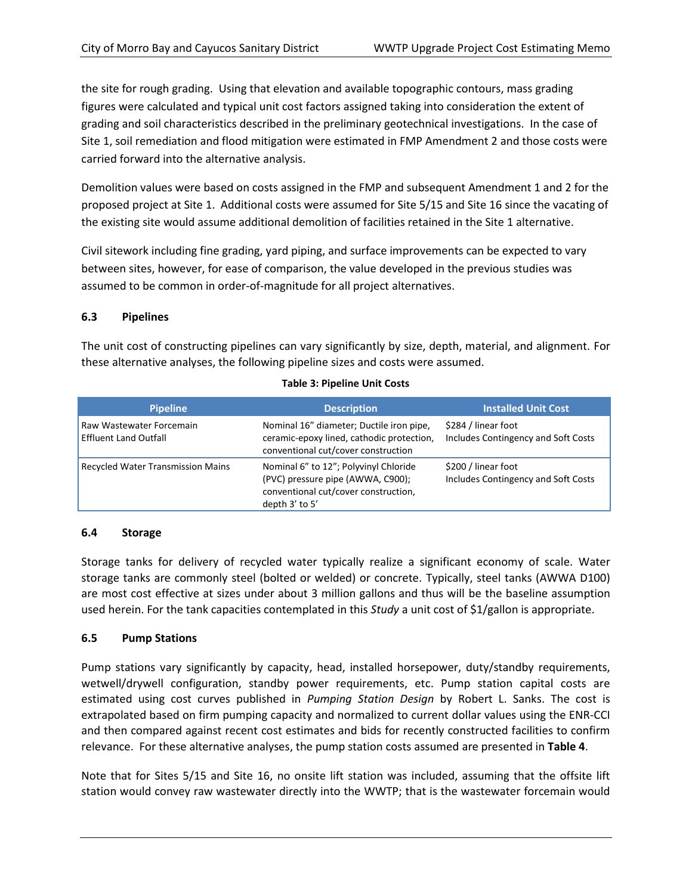the site for rough grading. Using that elevation and available topographic contours, mass grading figures were calculated and typical unit cost factors assigned taking into consideration the extent of grading and soil characteristics described in the preliminary geotechnical investigations. In the case of Site 1, soil remediation and flood mitigation were estimated in FMP Amendment 2 and those costs were carried forward into the alternative analysis.

Demolition values were based on costs assigned in the FMP and subsequent Amendment 1 and 2 for the proposed project at Site 1. Additional costs were assumed for Site 5/15 and Site 16 since the vacating of the existing site would assume additional demolition of facilities retained in the Site 1 alternative.

Civil sitework including fine grading, yard piping, and surface improvements can be expected to vary between sites, however, for ease of comparison, the value developed in the previous studies was assumed to be common in order-of-magnitude for all project alternatives.

### 6.3 Pipelines

The unit cost of constructing pipelines can vary significantly by size, depth, material, and alignment. For these alternative analyses, the following pipeline sizes and costs were assumed.

**Table 3: Pipeline Unit Costs**

| Pipeline | Description | Installed Unit Cost |
|---|---|---|
| Raw Wastewater Forcemain<br>Effluent Land Outfall | Nominal 16" diameter; Ductile iron pipe, ceramic-epoxy lined, cathodic protection, conventional cut/cover construction | \$284 / linear foot<br>Includes Contingency and Soft Costs |
| Recycled Water Transmission Mains | Nominal 6" to 12"; Polyvinyl Chloride (PVC) pressure pipe (AWWA, C900); conventional cut/cover construction, depth 3' to 5' | \$200 / linear foot<br>Includes Contingency and Soft Costs |

### 6.4 Storage

Storage tanks for delivery of recycled water typically realize a significant economy of scale. Water storage tanks are commonly steel (bolted or welded) or concrete. Typically, steel tanks (AWWA D100) are most cost effective at sizes under about 3 million gallons and thus will be the baseline assumption used herein. For the tank capacities contemplated in this *Study* a unit cost of \$1/gallon is appropriate.

### 6.5 Pump Stations

Pump stations vary significantly by capacity, head, installed horsepower, duty/standby requirements, wetwell/drywell configuration, standby power requirements, etc. Pump station capital costs are estimated using cost curves published in *Pumping Station Design* by Robert L. Sanks. The cost is extrapolated based on firm pumping capacity and normalized to current dollar values using the ENR-CCI and then compared against recent cost estimates and bids for recently constructed facilities to confirm relevance. For these alternative analyses, the pump station costs assumed are presented in **Table 4**.

Note that for Sites 5/15 and Site 16, no onsite lift station was included, assuming that the offsite lift station would convey raw wastewater directly into the WWTP; that is the wastewater forcemain would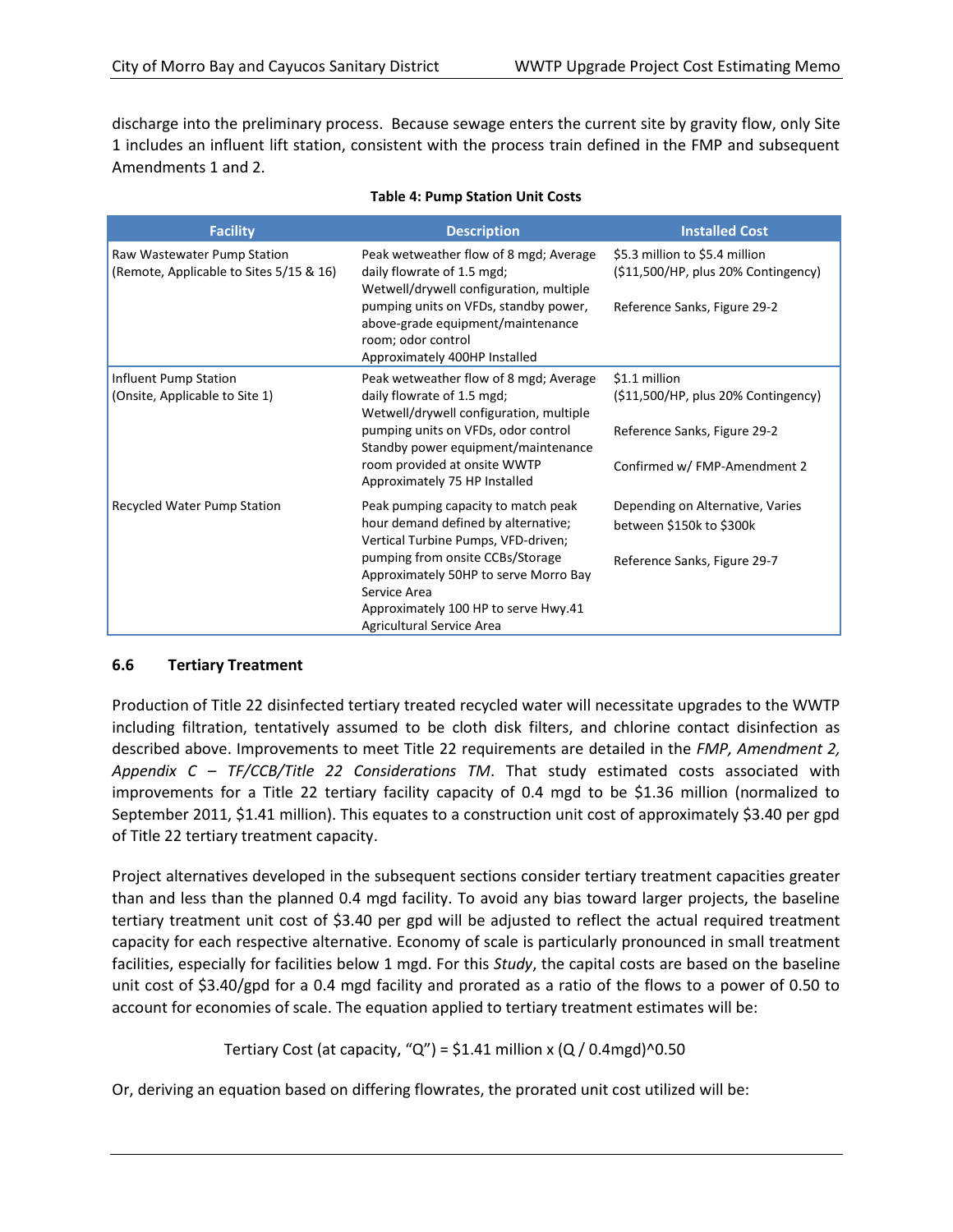discharge into the preliminary process. Because sewage enters the current site by gravity flow, only Site 1 includes an influent lift station, consistent with the process train defined in the FMP and subsequent Amendments 1 and 2.

**Table 4: Pump Station Unit Costs**

| Facility | Description | Installed Cost |
|---|---|---|
| Raw Wastewater Pump Station (Remote, Applicable to Sites 5/15 & 16) | Peak wetweather flow of 8 mgd; Average daily flowrate of 1.5 mgd; Wetwell/drywell configuration, multiple pumping units on VFDs, standby power, above-grade equipment/maintenance room; odor control Approximately 400HP Installed | \$5.3 million to \$5.4 million (\$11,500/HP, plus 20% Contingency)<br><br>Reference Sanks, Figure 29-2 |
| Influent Pump Station (Onsite, Applicable to Site 1) | Peak wetweather flow of 8 mgd; Average daily flowrate of 1.5 mgd; Wetwell/drywell configuration, multiple pumping units on VFDs, odor control Standby power equipment/maintenance room provided at onsite WWTP Approximately 75 HP Installed | \$1.1 million (\$11,500/HP, plus 20% Contingency)<br><br>Reference Sanks, Figure 29-2<br><br>Confirmed w/ FMP-Amendment 2 |
| Recycled Water Pump Station | Peak pumping capacity to match peak hour demand defined by alternative; Vertical Turbine Pumps, VFD-driven; pumping from onsite CCBs/Storage Approximately 50HP to serve Morro Bay Service Area Approximately 100 HP to serve Hwy.41 Agricultural Service Area | Depending on Alternative, Varies between \$150k to \$300k<br><br>Reference Sanks, Figure 29-7 |

### 6.6 Tertiary Treatment

Production of Title 22 disinfected tertiary treated recycled water will necessitate upgrades to the WWTP including filtration, tentatively assumed to be cloth disk filters, and chlorine contact disinfection as described above. Improvements to meet Title 22 requirements are detailed in the *FMP, Amendment 2, Appendix C – TF/CCB/Title 22 Considerations TM*. That study estimated costs associated with improvements for a Title 22 tertiary facility capacity of 0.4 mgd to be \$1.36 million (normalized to September 2011, \$1.41 million). This equates to a construction unit cost of approximately \$3.40 per gpd of Title 22 tertiary treatment capacity.

Project alternatives developed in the subsequent sections consider tertiary treatment capacities greater than and less than the planned 0.4 mgd facility. To avoid any bias toward larger projects, the baseline tertiary treatment unit cost of \$3.40 per gpd will be adjusted to reflect the actual required treatment capacity for each respective alternative. Economy of scale is particularly pronounced in small treatment facilities, especially for facilities below 1 mgd. For this *Study*, the capital costs are based on the baseline unit cost of \$3.40/gpd for a 0.4 mgd facility and prorated as a ratio of the flows to a power of 0.50 to account for economies of scale. The equation applied to tertiary treatment estimates will be:

$$\text{Tertiary Cost (at capacity, "Q")} = \$1.41 \text{ million} \times (Q / 0.4\text{mgd})^{0.50}$$

Or, deriving an equation based on differing flowrates, the prorated unit cost utilized will be: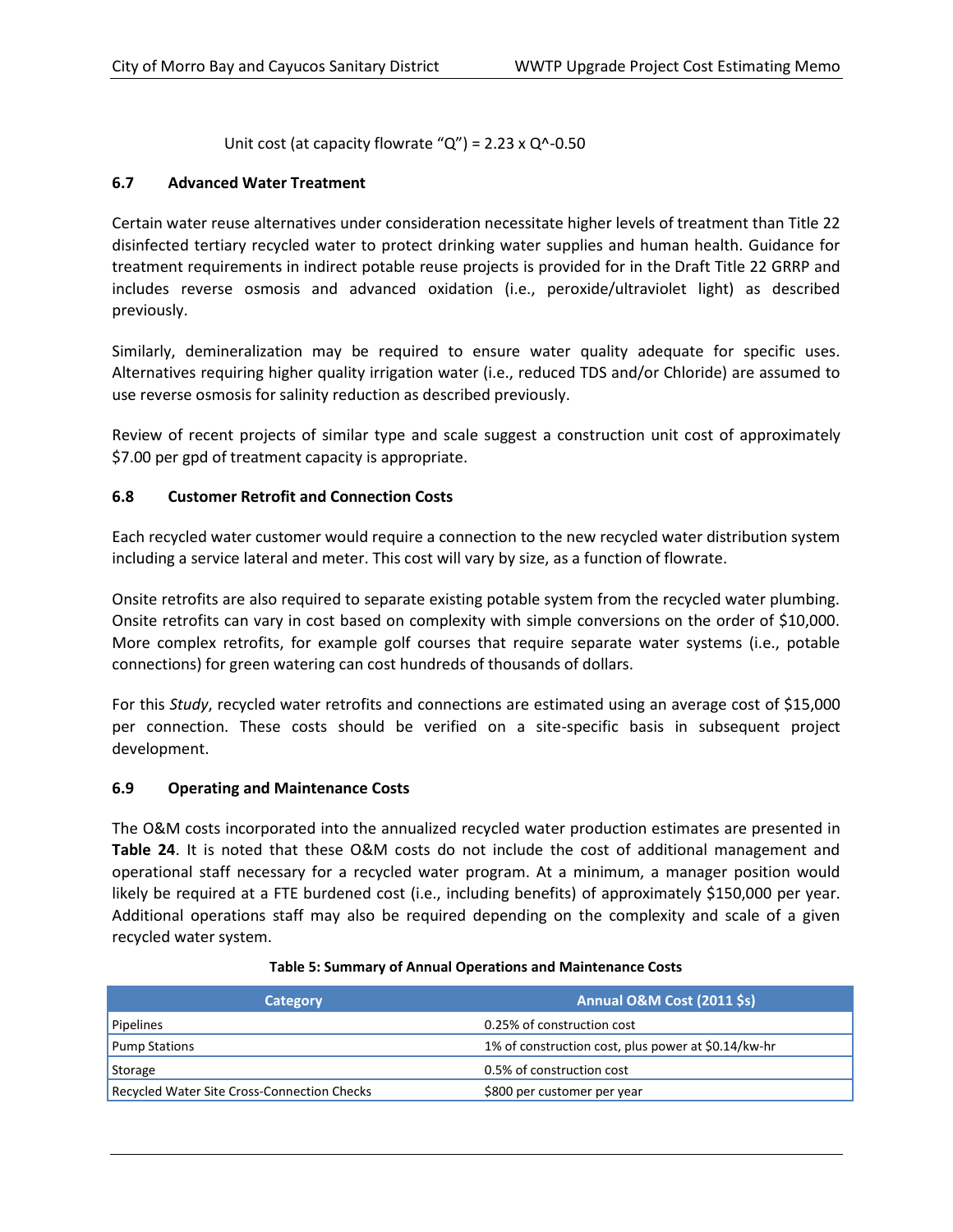Unit cost (at capacity flowrate "Q") = $2.23 \times Q^{-0.50}$

### 6.7 Advanced Water Treatment

Certain water reuse alternatives under consideration necessitate higher levels of treatment than Title 22 disinfected tertiary recycled water to protect drinking water supplies and human health. Guidance for treatment requirements in indirect potable reuse projects is provided for in the Draft Title 22 GRRP and includes reverse osmosis and advanced oxidation (i.e., peroxide/ultraviolet light) as described previously.

Similarly, demineralization may be required to ensure water quality adequate for specific uses. Alternatives requiring higher quality irrigation water (i.e., reduced TDS and/or Chloride) are assumed to use reverse osmosis for salinity reduction as described previously.

Review of recent projects of similar type and scale suggest a construction unit cost of approximately $7.00 per gpd of treatment capacity is appropriate.

### 6.8 Customer Retrofit and Connection Costs

Each recycled water customer would require a connection to the new recycled water distribution system including a service lateral and meter. This cost will vary by size, as a function of flowrate.

Onsite retrofits are also required to separate existing potable system from the recycled water plumbing. Onsite retrofits can vary in cost based on complexity with simple conversions on the order of $10,000. More complex retrofits, for example golf courses that require separate water systems (i.e., potable connections) for green watering can cost hundreds of thousands of dollars.

For this *Study*, recycled water retrofits and connections are estimated using an average cost of $15,000 per connection. These costs should be verified on a site-specific basis in subsequent project development.

### 6.9 Operating and Maintenance Costs

The O&M costs incorporated into the annualized recycled water production estimates are presented in **Table 24**. It is noted that these O&M costs do not include the cost of additional management and operational staff necessary for a recycled water program. At a minimum, a manager position would likely be required at a FTE burdened cost (i.e., including benefits) of approximately $150,000 per year. Additional operations staff may also be required depending on the complexity and scale of a given recycled water system.

**Table 5: Summary of Annual Operations and Maintenance Costs**

| Category | Annual O&M Cost (2011 $s) |
|---|---|
| Pipelines | 0.25% of construction cost |
| Pump Stations | 1% of construction cost, plus power at $0.14/kw-hr |
| Storage | 0.5% of construction cost |
| Recycled Water Site Cross-Connection Checks | $800 per customer per year |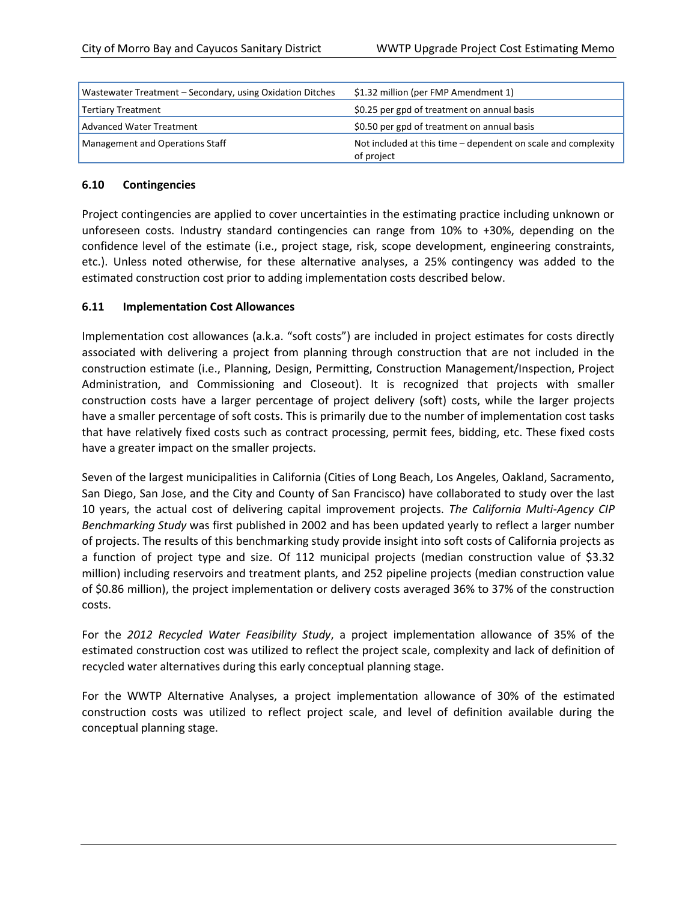| | |
|---|---|
| Wastewater Treatment – Secondary, using Oxidation Ditches | $1.32 million (per FMP Amendment 1) |
| Tertiary Treatment | $0.25 per gpd of treatment on annual basis |
| Advanced Water Treatment | $0.50 per gpd of treatment on annual basis |
| Management and Operations Staff | Not included at this time – dependent on scale and complexity of project |

### 6.10 Contingencies

Project contingencies are applied to cover uncertainties in the estimating practice including unknown or unforeseen costs. Industry standard contingencies can range from 10% to +30%, depending on the confidence level of the estimate (i.e., project stage, risk, scope development, engineering constraints, etc.). Unless noted otherwise, for these alternative analyses, a 25% contingency was added to the estimated construction cost prior to adding implementation costs described below.

### 6.11 Implementation Cost Allowances

Implementation cost allowances (a.k.a. "soft costs") are included in project estimates for costs directly associated with delivering a project from planning through construction that are not included in the construction estimate (i.e., Planning, Design, Permitting, Construction Management/Inspection, Project Administration, and Commissioning and Closeout). It is recognized that projects with smaller construction costs have a larger percentage of project delivery (soft) costs, while the larger projects have a smaller percentage of soft costs. This is primarily due to the number of implementation cost tasks that have relatively fixed costs such as contract processing, permit fees, bidding, etc. These fixed costs have a greater impact on the smaller projects.

Seven of the largest municipalities in California (Cities of Long Beach, Los Angeles, Oakland, Sacramento, San Diego, San Jose, and the City and County of San Francisco) have collaborated to study over the last 10 years, the actual cost of delivering capital improvement projects. *The California Multi-Agency CIP Benchmarking Study* was first published in 2002 and has been updated yearly to reflect a larger number of projects. The results of this benchmarking study provide insight into soft costs of California projects as a function of project type and size. Of 112 municipal projects (median construction value of $3.32 million) including reservoirs and treatment plants, and 252 pipeline projects (median construction value of $0.86 million), the project implementation or delivery costs averaged 36% to 37% of the construction costs.

For the *2012 Recycled Water Feasibility Study*, a project implementation allowance of 35% of the estimated construction cost was utilized to reflect the project scale, complexity and lack of definition of recycled water alternatives during this early conceptual planning stage.

For the WWTP Alternative Analyses, a project implementation allowance of 30% of the estimated construction costs was utilized to reflect project scale, and level of definition available during the conceptual planning stage.